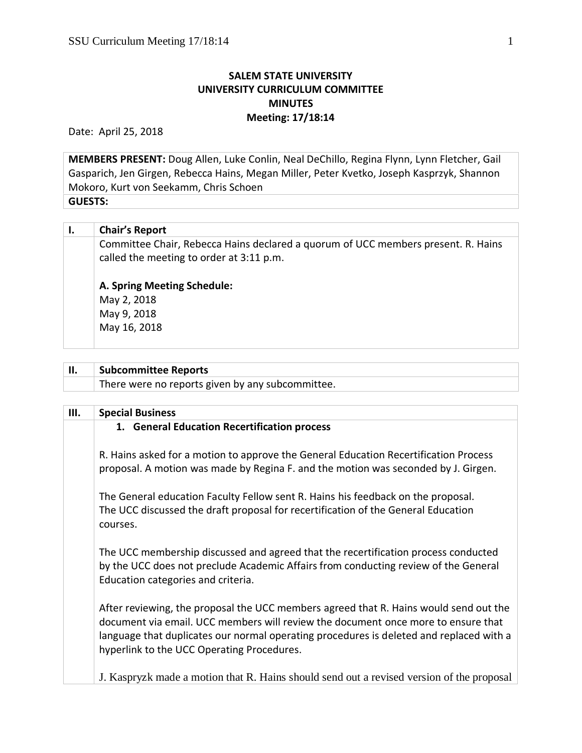**SALEM STATE UNIVERSITY**
**UNIVERSITY CURRICULUM COMMITTEE**
**MINUTES**
**Meeting: 17/18:14**

Date: April 25, 2018

| |
|---|
| **MEMBERS PRESENT:** Doug Allen, Luke Conlin, Neal DeChillo, Regina Flynn, Lynn Fletcher, Gail Gasparich, Jen Girgen, Rebecca Hains, Megan Miller, Peter Kvetko, Joseph Kasprzyk, Shannon Mokoro, Kurt von Seekamm, Chris Schoen |
| **GUESTS:** |

| | |
|---|---|
| **I.** | **Chair's Report** |
| | Committee Chair, Rebecca Hains declared a quorum of UCC members present. R. Hains called the meeting to order at 3:11 p.m.<br><br>**A. Spring Meeting Schedule:**<br>May 2, 2018<br>May 9, 2018<br>May 16, 2018 |

| | |
|---|---|
| **II.** | **Subcommittee Reports** |
| | There were no reports given by any subcommittee. |

| | |
|---|---|
| **III.** | **Special Business** |
| | **1. General Education Recertification process**<br><br>R. Hains asked for a motion to approve the General Education Recertification Process proposal. A motion was made by Regina F. and the motion was seconded by J. Girgen.<br><br>The General education Faculty Fellow sent R. Hains his feedback on the proposal. The UCC discussed the draft proposal for recertification of the General Education courses.<br><br>The UCC membership discussed and agreed that the recertification process conducted by the UCC does not preclude Academic Affairs from conducting review of the General Education categories and criteria.<br><br>After reviewing, the proposal the UCC members agreed that R. Hains would send out the document via email. UCC members will review the document once more to ensure that language that duplicates our normal operating procedures is deleted and replaced with a hyperlink to the UCC Operating Procedures.<br><br>J. Kaspryzk made a motion that R. Hains should send out a revised version of the proposal |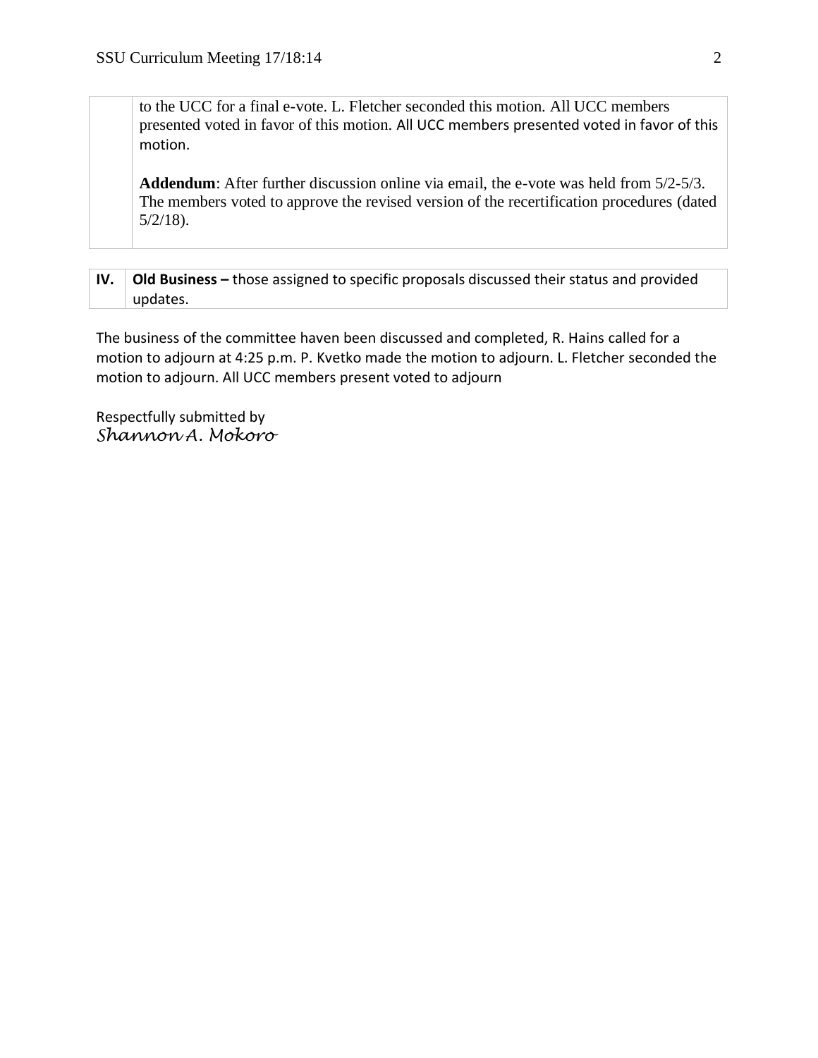| | |
|---|---|
| | to the UCC for a final e-vote. L. Fletcher seconded this motion. All UCC members presented voted in favor of this motion. All UCC members presented voted in favor of this motion.<br><br>**Addendum**: After further discussion online via email, the e-vote was held from 5/2-5/3. The members voted to approve the revised version of the recertification procedures (dated 5/2/18). |

| | |
|---|---|
| **IV.** | **Old Business –** those assigned to specific proposals discussed their status and provided updates. |

The business of the committee haven been discussed and completed, R. Hains called for a motion to adjourn at 4:25 p.m. P. Kvetko made the motion to adjourn. L. Fletcher seconded the motion to adjourn. All UCC members present voted to adjourn

Respectfully submitted by
*Shannon A. Mokoro*